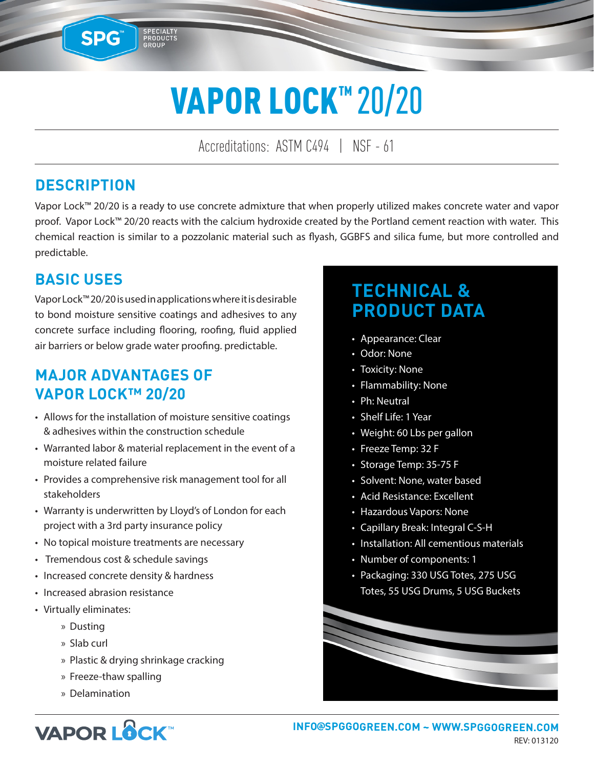# VAPOR LOCK™ 20/20

Accreditations: ASTM C494 | NSF - 61

## DESCRIPTION

Vapor Lock™ 20/20 is a ready to use concrete admixture that when properly utilized makes concrete water and vapor proof. Vapor Lock™ 20/20 reacts with the calcium hydroxide created by the Portland cement reaction with water. This chemical reaction is similar to a pozzolanic material such as flyash, GGBFS and silica fume, but more controlled and predictable.

## BASIC USES

Vapor Lock™ 20/20 is used in applications where it is desirable to bond moisture sensitive coatings and adhesives to any concrete surface including flooring, roofing, fluid applied air barriers or below grade water proofing. predictable.

## MAJOR ADVANTAGES OF VAPOR LOCK™ 20/20

- Allows for the installation of moisture sensitive coatings & adhesives within the construction schedule
- Warranted labor & material replacement in the event of a moisture related failure
- Provides a comprehensive risk management tool for all stakeholders
- Warranty is underwritten by Lloyd's of London for each project with a 3rd party insurance policy
- No topical moisture treatments are necessary
- Tremendous cost & schedule savings
- Increased concrete density & hardness
- Increased abrasion resistance
- Virtually eliminates:
  - Dusting
  - Slab curl
  - Plastic & drying shrinkage cracking
  - Freeze-thaw spalling
  - Delamination

## TECHNICAL & PRODUCT DATA

- Appearance: Clear
- Odor: None
- Toxicity: None
- Flammability: None
- Ph: Neutral
- Shelf Life: 1 Year
- Weight: 60 Lbs per gallon
- Freeze Temp: 32 F
- Storage Temp: 35-75 F
- Solvent: None, water based
- Acid Resistance: Excellent
- Hazardous Vapors: None
- Capillary Break: Integral C-S-H
- Installation: All cementious materials
- Number of components: 1
- Packaging: 330 USG Totes, 275 USG Totes, 55 USG Drums, 5 USG Buckets

INFO@SPGGOGREEN.COM ~ WWW.SPGGOGREEN.COM

REV: 013120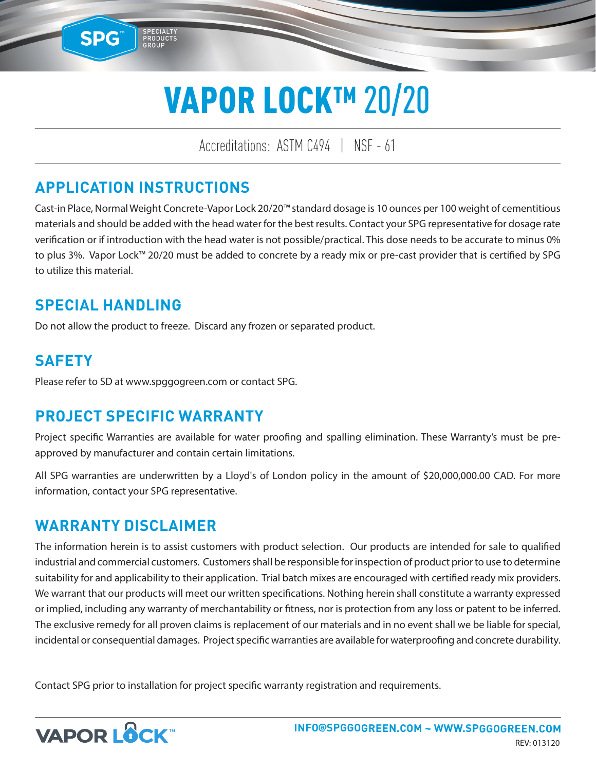# VAPOR LOCK™ 20/20

Accreditations: ASTM C494 | NSF - 61

## APPLICATION INSTRUCTIONS

Cast-in Place, Normal Weight Concrete-Vapor Lock 20/20™ standard dosage is 10 ounces per 100 weight of cementitious materials and should be added with the head water for the best results. Contact your SPG representative for dosage rate verification or if introduction with the head water is not possible/practical. This dose needs to be accurate to minus 0% to plus 3%. Vapor Lock™ 20/20 must be added to concrete by a ready mix or pre-cast provider that is certified by SPG to utilize this material.

## SPECIAL HANDLING

Do not allow the product to freeze. Discard any frozen or separated product.

## SAFETY

Please refer to SD at www.spggogreen.com or contact SPG.

## PROJECT SPECIFIC WARRANTY

Project specific Warranties are available for water proofing and spalling elimination. These Warranty's must be pre-approved by manufacturer and contain certain limitations.

All SPG warranties are underwritten by a Lloyd's of London policy in the amount of $20,000,000.00 CAD. For more information, contact your SPG representative.

## WARRANTY DISCLAIMER

The information herein is to assist customers with product selection. Our products are intended for sale to qualified industrial and commercial customers. Customers shall be responsible for inspection of product prior to use to determine suitability for and applicability to their application. Trial batch mixes are encouraged with certified ready mix providers. We warrant that our products will meet our written specifications. Nothing herein shall constitute a warranty expressed or implied, including any warranty of merchantability or fitness, nor is protection from any loss or patent to be inferred. The exclusive remedy for all proven claims is replacement of our materials and in no event shall we be liable for special, incidental or consequential damages. Project specific warranties are available for waterproofing and concrete durability.

Contact SPG prior to installation for project specific warranty registration and requirements.

INFO@SPGGOGREEN.COM ~ WWW.SPGGOGREEN.COM

REV: 013120